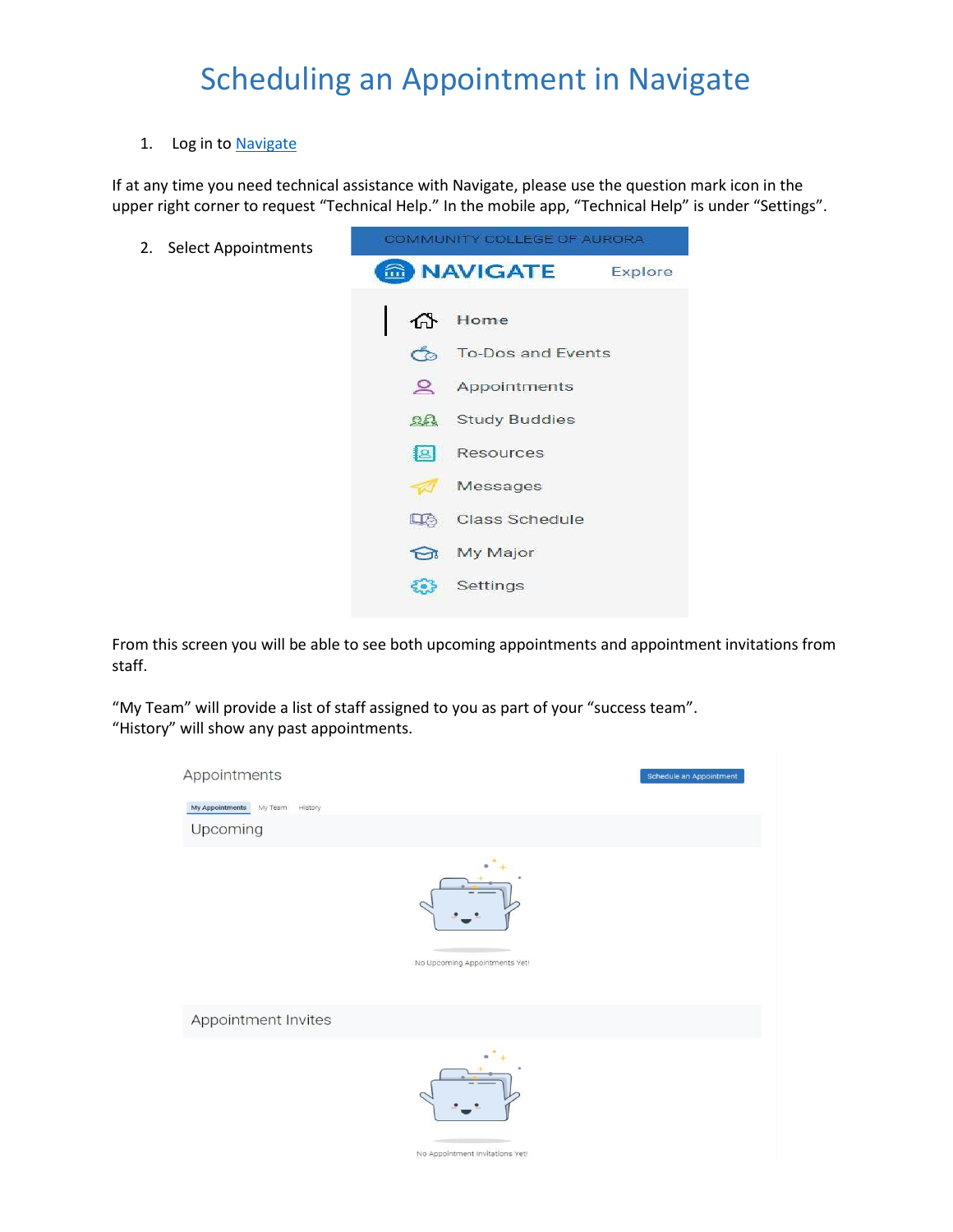# Scheduling an Appointment in Navigate

1. Log in to [Navigate](Navigate)

If at any time you need technical assistance with Navigate, please use the question mark icon in the upper right corner to request "Technical Help." In the mobile app, "Technical Help" is under "Settings".

2. Select Appointments

From this screen you will be able to see both upcoming appointments and appointment invitations from staff.

"My Team" will provide a list of staff assigned to you as part of your "success team".
"History" will show any past appointments.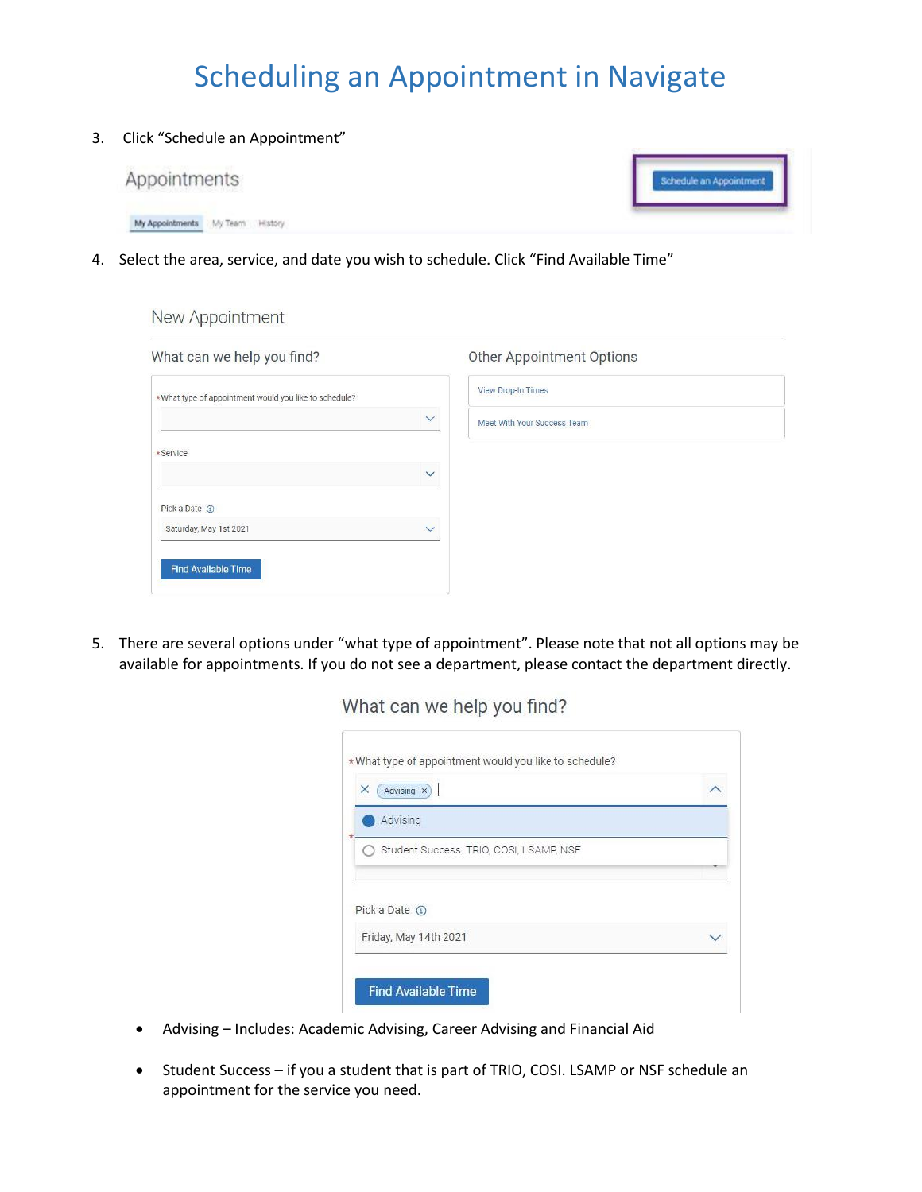# Scheduling an Appointment in Navigate

3. Click "Schedule an Appointment"

4. Select the area, service, and date you wish to schedule. Click "Find Available Time"

5. There are several options under "what type of appointment". Please note that not all options may be available for appointments. If you do not see a department, please contact the department directly.

- Advising – Includes: Academic Advising, Career Advising and Financial Aid
- Student Success – if you a student that is part of TRIO, COSI. LSAMP or NSF schedule an appointment for the service you need.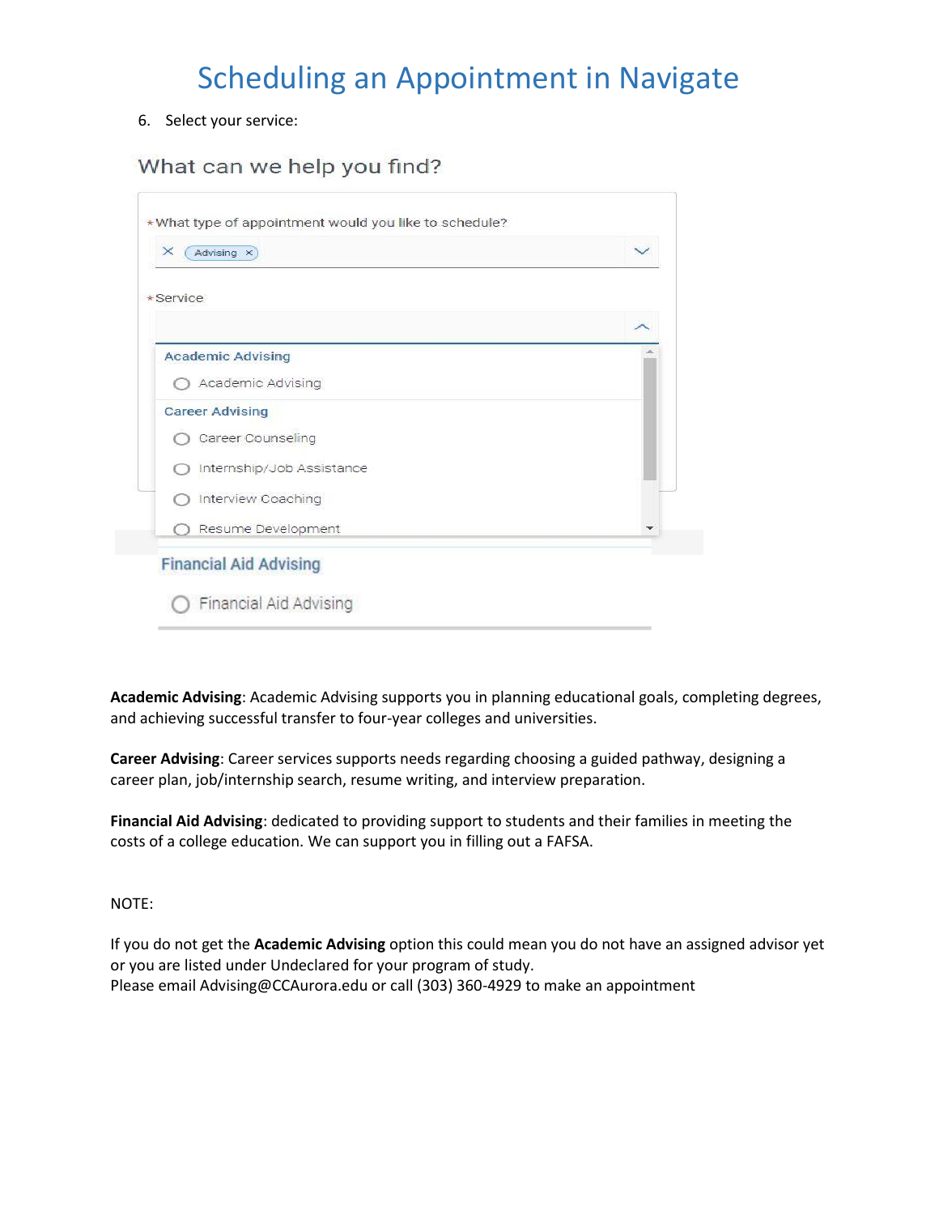# Scheduling an Appointment in Navigate

6. Select your service:

What can we help you find?

*What type of appointment would you like to schedule?

Advising

*Service

Academic Advising

- Academic Advising

Career Advising

- Career Counseling
- Internship/Job Assistance
- Interview Coaching
- Resume Development

Financial Aid Advising

- Financial Aid Advising

**Academic Advising**: Academic Advising supports you in planning educational goals, completing degrees, and achieving successful transfer to four-year colleges and universities.

**Career Advising**: Career services supports needs regarding choosing a guided pathway, designing a career plan, job/internship search, resume writing, and interview preparation.

**Financial Aid Advising**: dedicated to providing support to students and their families in meeting the costs of a college education. We can support you in filling out a FAFSA.

NOTE:

If you do not get the **Academic Advising** option this could mean you do not have an assigned advisor yet or you are listed under Undeclared for your program of study.
Please email Advising@CCAurora.edu or call (303) 360-4929 to make an appointment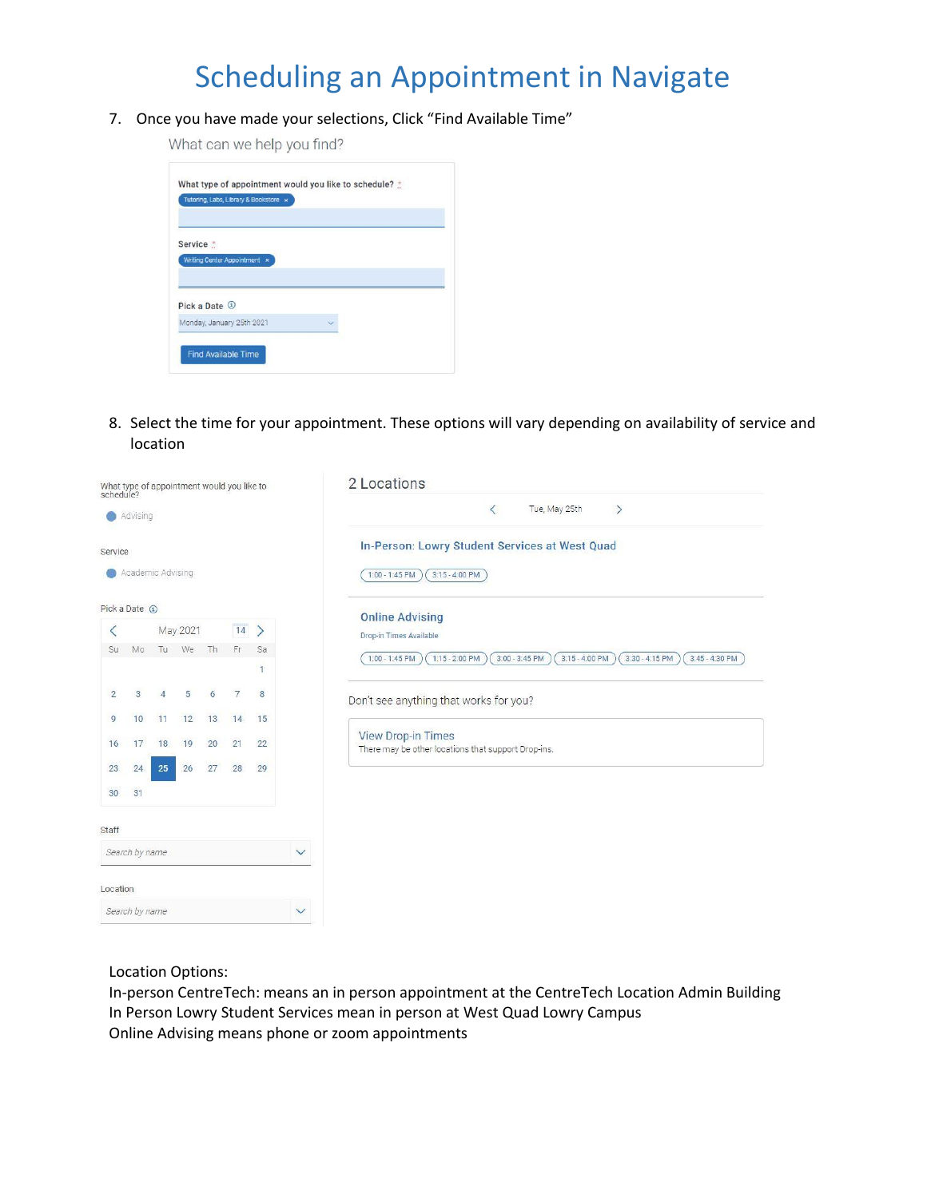# Scheduling an Appointment in Navigate

7. Once you have made your selections, Click "Find Available Time"

What can we help you find?

What type of appointment would you like to schedule? *
Tutoring, Labs, Library & Bookstore ×

Service *
Writing Center Appointment ×

Pick a Date
Monday, January 25th 2021

Find Available Time

8. Select the time for your appointment. These options will vary depending on availability of service and location

What type of appointment would you like to schedule?
Advising

Service
Academic Advising

Pick a Date

May 2021

| Su | Mo | Tu | We | Th | Fr | Sa |
|---|---|---|---|---|---|---|
| | | | | | | 1 |
| 2 | 3 | 4 | 5 | 6 | 7 | 8 |
| 9 | 10 | 11 | 12 | 13 | 14 | 15 |
| 16 | 17 | 18 | 19 | 20 | 21 | 22 |
| 23 | 24 | 25 | 26 | 27 | 28 | 29 |
| 30 | 31 | | | | | |

Staff
Search by name

Location
Search by name

2 Locations

Tue, May 25th

In-Person: Lowry Student Services at West Quad
1:00 - 1:45 PM | 3:15 - 4:00 PM

Online Advising
Drop-in Times Available
1:00 - 1:45 PM | 1:15 - 2:00 PM | 3:00 - 3:45 PM | 3:15 - 4:00 PM | 3:30 - 4:15 PM | 3:45 - 4:30 PM

Don't see anything that works for you?

View Drop-in Times
There may be other locations that support Drop-ins.

Location Options:
In-person CentreTech: means an in person appointment at the CentreTech Location Admin Building
In Person Lowry Student Services mean in person at West Quad Lowry Campus
Online Advising means phone or zoom appointments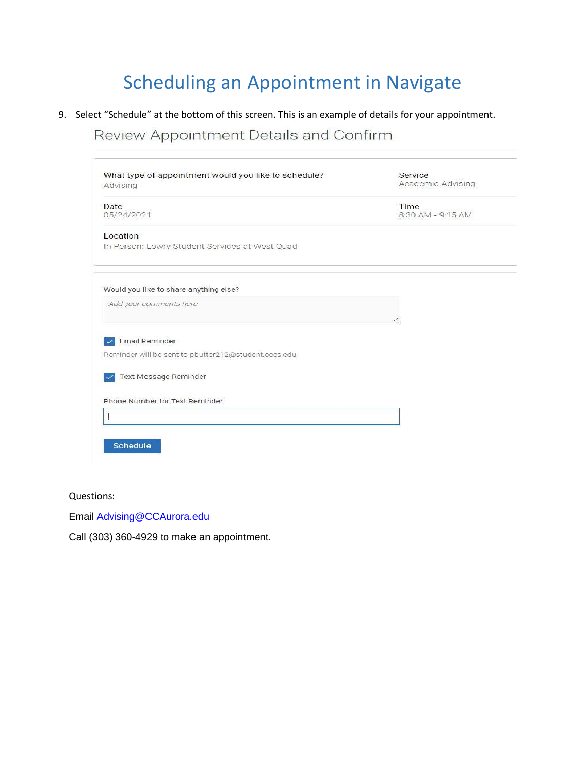# Scheduling an Appointment in Navigate

9. Select "Schedule" at the bottom of this screen. This is an example of details for your appointment.

## Review Appointment Details and Confirm

What type of appointment would you like to schedule?
Advising

Service
Academic Advising

Date
05/24/2021

Time
8:30 AM - 9:15 AM

Location
In-Person: Lowry Student Services at West Quad

Would you like to share anything else?

*Add your comments here*

☑ Email Reminder

Reminder will be sent to pbutter212@student.cccs.edu

☑ Text Message Reminder

Phone Number for Text Reminder

Schedule

Questions:

Email Advising@CCAurora.edu

Call (303) 360-4929 to make an appointment.